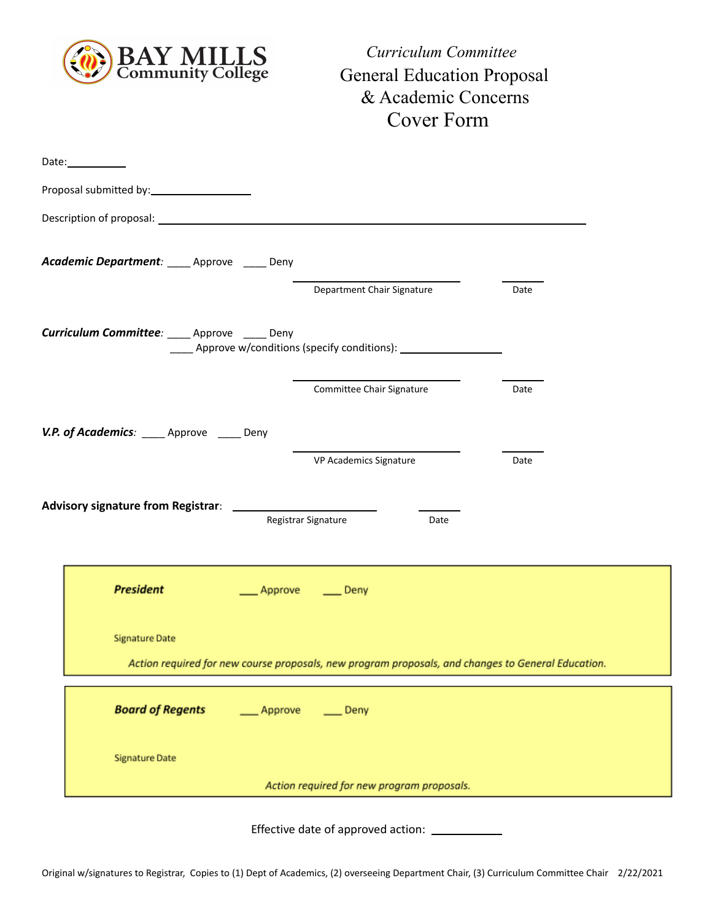BAY MILLS Community College

*Curriculum Committee*

# General Education Proposal & Academic Concerns Cover Form

Date:__________

Proposal submitted by:________________

Description of proposal: ____________________________________________________________________

***Academic Department***: ____ Approve ____ Deny

______________________ ______
Department Chair Signature Date

***Curriculum Committee***: ____ Approve ____ Deny
____ Approve w/conditions (specify conditions): ________________

______________________ ______
Committee Chair Signature Date

***V.P. of Academics***: ____ Approve ____ Deny

______________________ ______
VP Academics Signature Date

**Advisory signature from Registrar**: ______________________ ______
Registrar Signature Date

***President*** ___ Approve ___ Deny

Signature Date

*Action required for new course proposals, new program proposals, and changes to General Education.*

***Board of Regents*** ___ Approve ___ Deny

Signature Date

*Action required for new program proposals.*

Effective date of approved action: __________

Original w/signatures to Registrar, Copies to (1) Dept of Academics, (2) overseeing Department Chair, (3) Curriculum Committee Chair 2/22/2021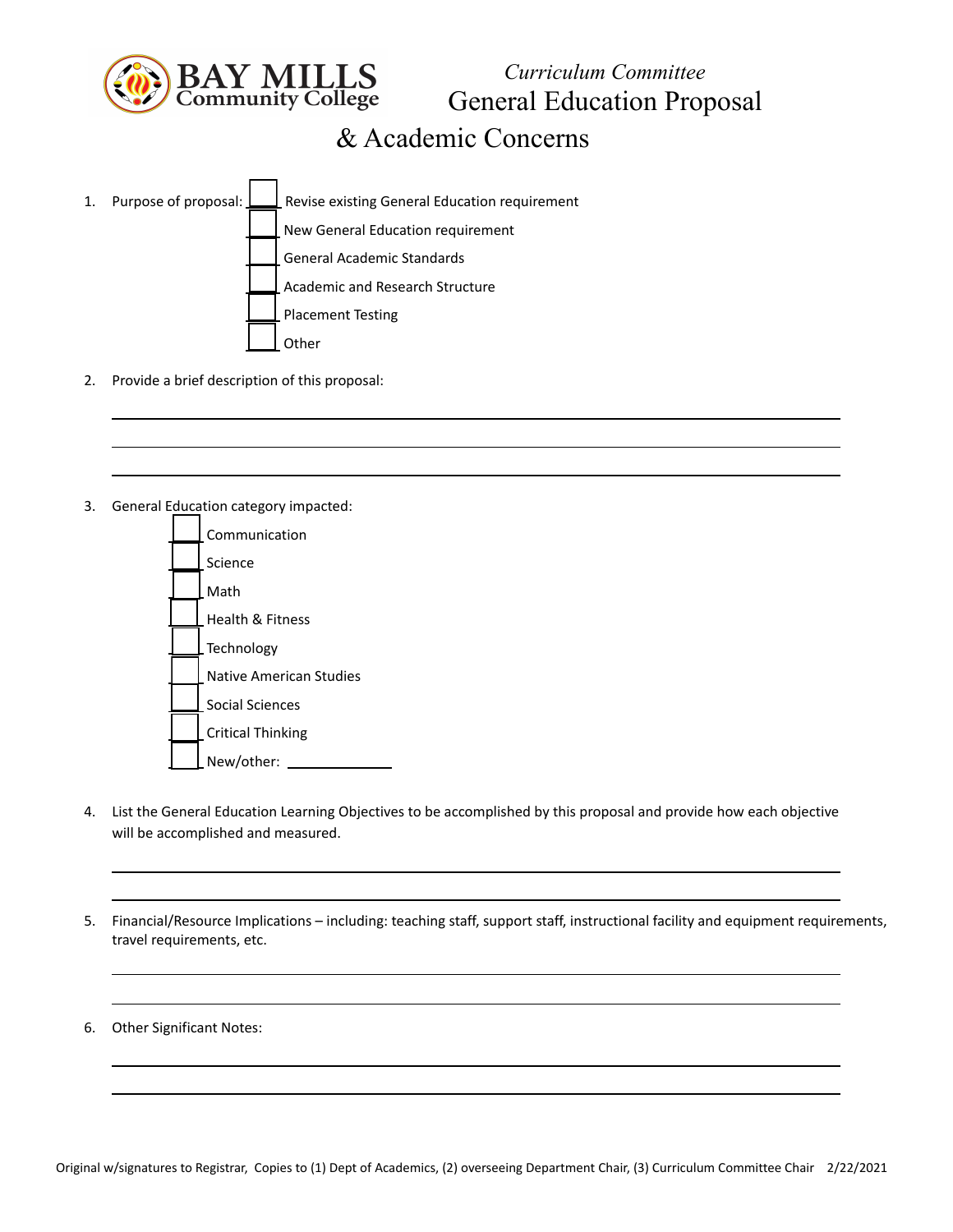BAY MILLS Community College

*Curriculum Committee*

# General Education Proposal & Academic Concerns

1. Purpose of proposal:
   - ☐ Revise existing General Education requirement
   - ☐ New General Education requirement
   - ☐ General Academic Standards
   - ☐ Academic and Research Structure
   - ☐ Placement Testing
   - ☐ Other

2. Provide a brief description of this proposal:

   \_\_\_\_\_\_\_\_\_\_\_\_\_\_\_\_\_\_\_\_\_\_\_\_\_\_\_\_\_\_\_\_\_\_\_\_\_\_\_\_\_\_\_\_\_\_\_\_\_\_\_\_\_\_\_\_\_\_\_\_\_\_\_\_\_\_\_\_\_\_

   \_\_\_\_\_\_\_\_\_\_\_\_\_\_\_\_\_\_\_\_\_\_\_\_\_\_\_\_\_\_\_\_\_\_\_\_\_\_\_\_\_\_\_\_\_\_\_\_\_\_\_\_\_\_\_\_\_\_\_\_\_\_\_\_\_\_\_\_\_\_

   \_\_\_\_\_\_\_\_\_\_\_\_\_\_\_\_\_\_\_\_\_\_\_\_\_\_\_\_\_\_\_\_\_\_\_\_\_\_\_\_\_\_\_\_\_\_\_\_\_\_\_\_\_\_\_\_\_\_\_\_\_\_\_\_\_\_\_\_\_\_

3. General Education category impacted:
   - ☐ Communication
   - ☐ Science
   - ☐ Math
   - ☐ Health & Fitness
   - ☐ Technology
   - ☐ Native American Studies
   - ☐ Social Sciences
   - ☐ Critical Thinking
   - ☐ New/other: \_\_\_\_\_\_\_\_\_\_\_\_\_\_

4. List the General Education Learning Objectives to be accomplished by this proposal and provide how each objective will be accomplished and measured.

   \_\_\_\_\_\_\_\_\_\_\_\_\_\_\_\_\_\_\_\_\_\_\_\_\_\_\_\_\_\_\_\_\_\_\_\_\_\_\_\_\_\_\_\_\_\_\_\_\_\_\_\_\_\_\_\_\_\_\_\_\_\_\_\_\_\_\_\_\_\_

   \_\_\_\_\_\_\_\_\_\_\_\_\_\_\_\_\_\_\_\_\_\_\_\_\_\_\_\_\_\_\_\_\_\_\_\_\_\_\_\_\_\_\_\_\_\_\_\_\_\_\_\_\_\_\_\_\_\_\_\_\_\_\_\_\_\_\_\_\_\_

5. Financial/Resource Implications – including: teaching staff, support staff, instructional facility and equipment requirements, travel requirements, etc.

   \_\_\_\_\_\_\_\_\_\_\_\_\_\_\_\_\_\_\_\_\_\_\_\_\_\_\_\_\_\_\_\_\_\_\_\_\_\_\_\_\_\_\_\_\_\_\_\_\_\_\_\_\_\_\_\_\_\_\_\_\_\_\_\_\_\_\_\_\_\_

   \_\_\_\_\_\_\_\_\_\_\_\_\_\_\_\_\_\_\_\_\_\_\_\_\_\_\_\_\_\_\_\_\_\_\_\_\_\_\_\_\_\_\_\_\_\_\_\_\_\_\_\_\_\_\_\_\_\_\_\_\_\_\_\_\_\_\_\_\_\_

6. Other Significant Notes:

   \_\_\_\_\_\_\_\_\_\_\_\_\_\_\_\_\_\_\_\_\_\_\_\_\_\_\_\_\_\_\_\_\_\_\_\_\_\_\_\_\_\_\_\_\_\_\_\_\_\_\_\_\_\_\_\_\_\_\_\_\_\_\_\_\_\_\_\_\_\_

   \_\_\_\_\_\_\_\_\_\_\_\_\_\_\_\_\_\_\_\_\_\_\_\_\_\_\_\_\_\_\_\_\_\_\_\_\_\_\_\_\_\_\_\_\_\_\_\_\_\_\_\_\_\_\_\_\_\_\_\_\_\_\_\_\_\_\_\_\_\_

Original w/signatures to Registrar, Copies to (1) Dept of Academics, (2) overseeing Department Chair, (3) Curriculum Committee Chair 2/22/2021